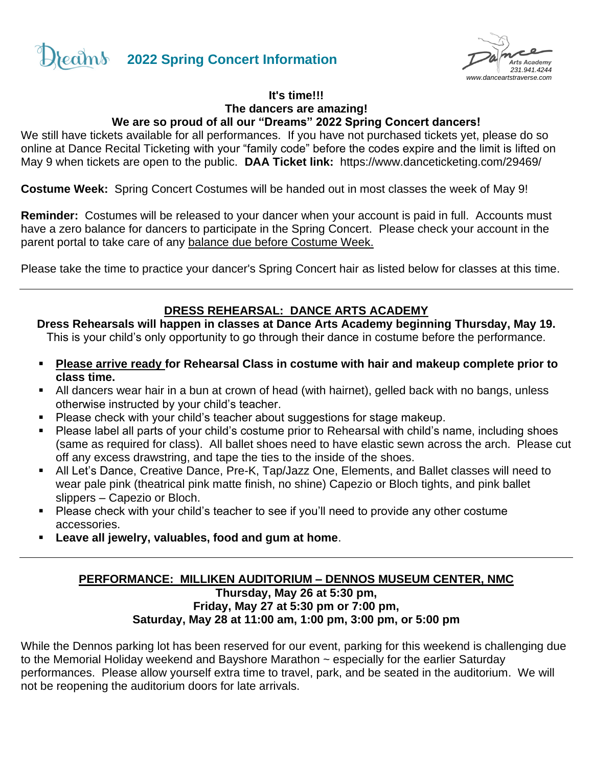# Dreams 2022 Spring Concert Information

Dance Arts Academy
231.941.4244
www.danceartstraverse.com

**It's time!!!**
**The dancers are amazing!**
**We are so proud of all our "Dreams" 2022 Spring Concert dancers!**

We still have tickets available for all performances. If you have not purchased tickets yet, please do so online at Dance Recital Ticketing with your "family code" before the codes expire and the limit is lifted on May 9 when tickets are open to the public. **DAA Ticket link:** https://www.danceticketing.com/29469/

**Costume Week:** Spring Concert Costumes will be handed out in most classes the week of May 9!

**Reminder:** Costumes will be released to your dancer when your account is paid in full. Accounts must have a zero balance for dancers to participate in the Spring Concert. Please check your account in the parent portal to take care of any <u>balance due before Costume Week.</u>

Please take the time to practice your dancer's Spring Concert hair as listed below for classes at this time.

---

## DRESS REHEARSAL: DANCE ARTS ACADEMY

**Dress Rehearsals will happen in classes at Dance Arts Academy beginning Thursday, May 19.**
This is your child's only opportunity to go through their dance in costume before the performance.

- **<u>Please arrive ready</u> for Rehearsal Class in costume with hair and makeup complete prior to class time.**
- All dancers wear hair in a bun at crown of head (with hairnet), gelled back with no bangs, unless otherwise instructed by your child's teacher.
- Please check with your child's teacher about suggestions for stage makeup.
- Please label all parts of your child's costume prior to Rehearsal with child's name, including shoes (same as required for class). All ballet shoes need to have elastic sewn across the arch. Please cut off any excess drawstring, and tape the ties to the inside of the shoes.
- All Let's Dance, Creative Dance, Pre-K, Tap/Jazz One, Elements, and Ballet classes will need to wear pale pink (theatrical pink matte finish, no shine) Capezio or Bloch tights, and pink ballet slippers – Capezio or Bloch.
- Please check with your child's teacher to see if you'll need to provide any other costume accessories.
- **Leave all jewelry, valuables, food and gum at home**.

---

## PERFORMANCE: MILLIKEN AUDITORIUM – DENNOS MUSEUM CENTER, NMC

**Thursday, May 26 at 5:30 pm,**
**Friday, May 27 at 5:30 pm or 7:00 pm,**
**Saturday, May 28 at 11:00 am, 1:00 pm, 3:00 pm, or 5:00 pm**

While the Dennos parking lot has been reserved for our event, parking for this weekend is challenging due to the Memorial Holiday weekend and Bayshore Marathon ~ especially for the earlier Saturday performances. Please allow yourself extra time to travel, park, and be seated in the auditorium. We will not be reopening the auditorium doors for late arrivals.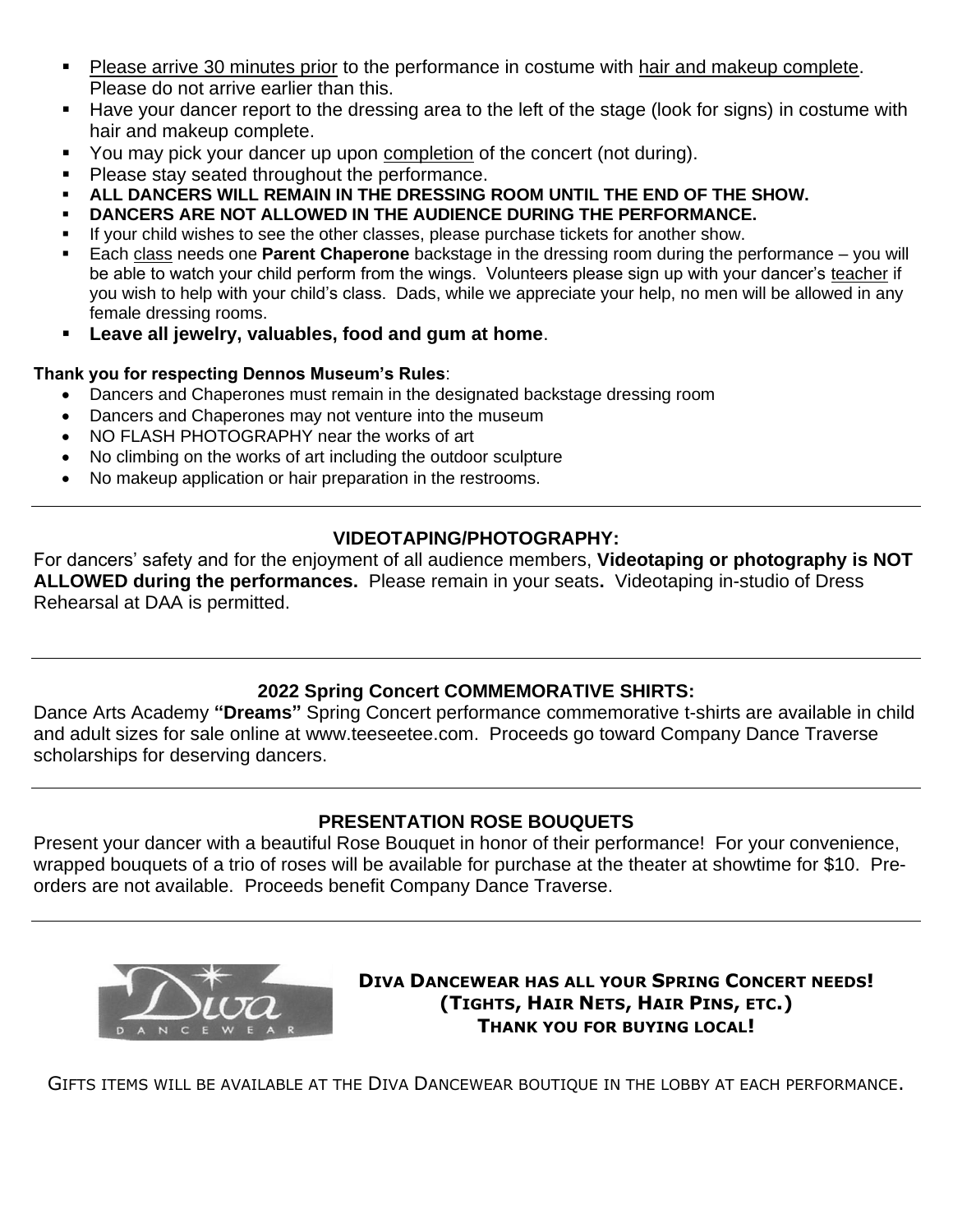- Please arrive 30 minutes prior to the performance in costume with hair and makeup complete. Please do not arrive earlier than this.
- Have your dancer report to the dressing area to the left of the stage (look for signs) in costume with hair and makeup complete.
- You may pick your dancer up upon completion of the concert (not during).
- Please stay seated throughout the performance.
- **ALL DANCERS WILL REMAIN IN THE DRESSING ROOM UNTIL THE END OF THE SHOW.**
- **DANCERS ARE NOT ALLOWED IN THE AUDIENCE DURING THE PERFORMANCE.**
- If your child wishes to see the other classes, please purchase tickets for another show.
- Each class needs one **Parent Chaperone** backstage in the dressing room during the performance – you will be able to watch your child perform from the wings. Volunteers please sign up with your dancer's teacher if you wish to help with your child's class. Dads, while we appreciate your help, no men will be allowed in any female dressing rooms.
- **Leave all jewelry, valuables, food and gum at home**.

**Thank you for respecting Dennos Museum's Rules**:

- Dancers and Chaperones must remain in the designated backstage dressing room
- Dancers and Chaperones may not venture into the museum
- NO FLASH PHOTOGRAPHY near the works of art
- No climbing on the works of art including the outdoor sculpture
- No makeup application or hair preparation in the restrooms.

---

## VIDEOTAPING/PHOTOGRAPHY:

For dancers' safety and for the enjoyment of all audience members, **Videotaping or photography is NOT ALLOWED during the performances.** Please remain in your seats**.** Videotaping in-studio of Dress Rehearsal at DAA is permitted.

---

## 2022 Spring Concert COMMEMORATIVE SHIRTS:

Dance Arts Academy **"Dreams"** Spring Concert performance commemorative t-shirts are available in child and adult sizes for sale online at www.teeseetee.com. Proceeds go toward Company Dance Traverse scholarships for deserving dancers.

---

## PRESENTATION ROSE BOUQUETS

Present your dancer with a beautiful Rose Bouquet in honor of their performance! For your convenience, wrapped bouquets of a trio of roses will be available for purchase at the theater at showtime for $10. Pre-orders are not available. Proceeds benefit Company Dance Traverse.

---

Diva DANCEWEAR

**DIVA DANCEWEAR HAS ALL YOUR SPRING CONCERT NEEDS!**
**(TIGHTS, HAIR NETS, HAIR PINS, ETC.)**
**THANK YOU FOR BUYING LOCAL!**

GIFTS ITEMS WILL BE AVAILABLE AT THE DIVA DANCEWEAR BOUTIQUE IN THE LOBBY AT EACH PERFORMANCE.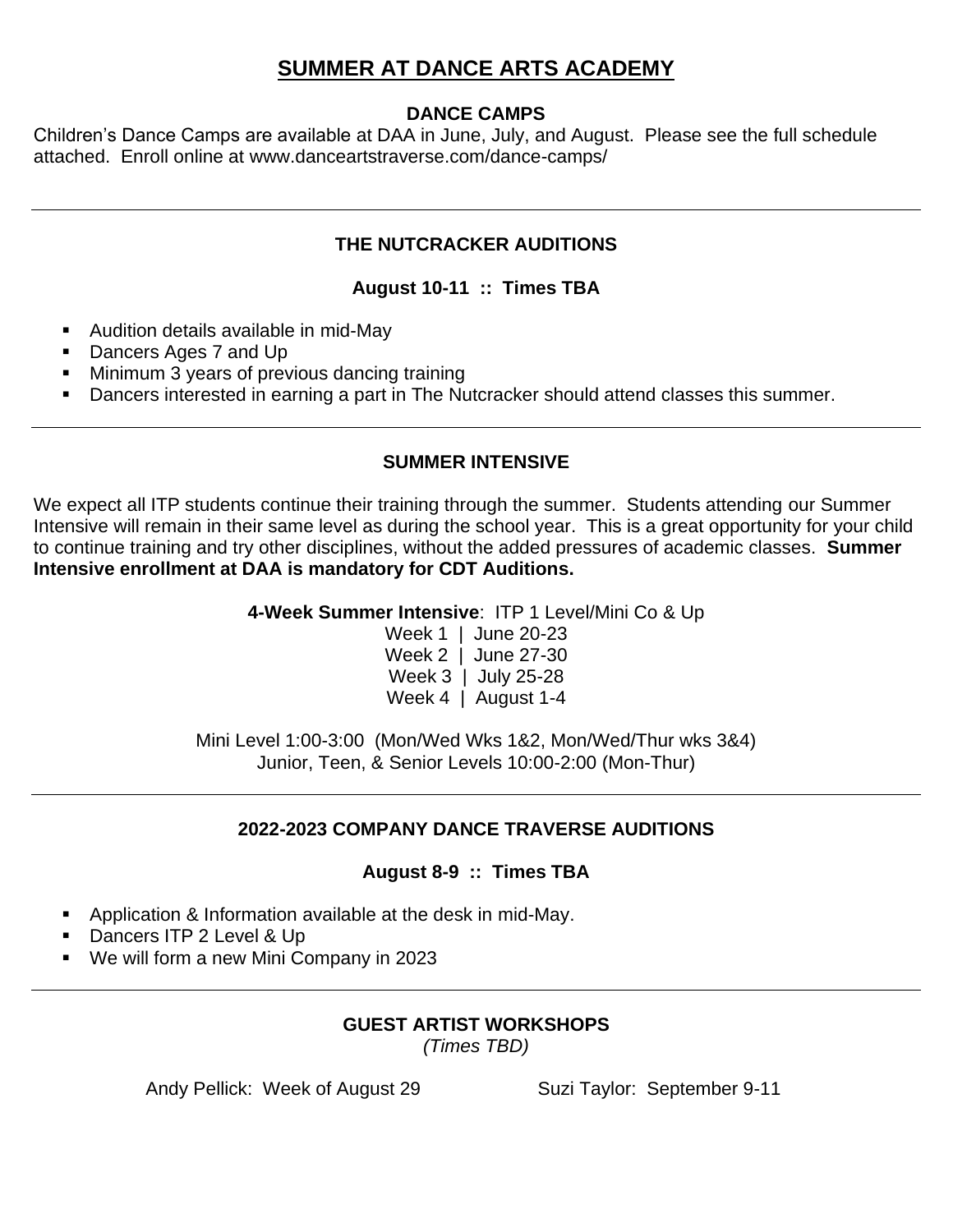# SUMMER AT DANCE ARTS ACADEMY

### DANCE CAMPS

Children's Dance Camps are available at DAA in June, July, and August. Please see the full schedule attached. Enroll online at www.danceartstraverse.com/dance-camps/

---

### THE NUTCRACKER AUDITIONS

**August 10-11 :: Times TBA**

- Audition details available in mid-May
- Dancers Ages 7 and Up
- Minimum 3 years of previous dancing training
- Dancers interested in earning a part in The Nutcracker should attend classes this summer.

---

### SUMMER INTENSIVE

We expect all ITP students continue their training through the summer. Students attending our Summer Intensive will remain in their same level as during the school year. This is a great opportunity for your child to continue training and try other disciplines, without the added pressures of academic classes. **Summer Intensive enrollment at DAA is mandatory for CDT Auditions.**

**4-Week Summer Intensive**: ITP 1 Level/Mini Co & Up

Week 1 | June 20-23
Week 2 | June 27-30
Week 3 | July 25-28
Week 4 | August 1-4

Mini Level 1:00-3:00 (Mon/Wed Wks 1&2, Mon/Wed/Thur wks 3&4)
Junior, Teen, & Senior Levels 10:00-2:00 (Mon-Thur)

---

### 2022-2023 COMPANY DANCE TRAVERSE AUDITIONS

**August 8-9 :: Times TBA**

- Application & Information available at the desk in mid-May.
- Dancers ITP 2 Level & Up
- We will form a new Mini Company in 2023

---

### GUEST ARTIST WORKSHOPS

*(Times TBD)*

Andy Pellick: Week of August 29

Suzi Taylor: September 9-11